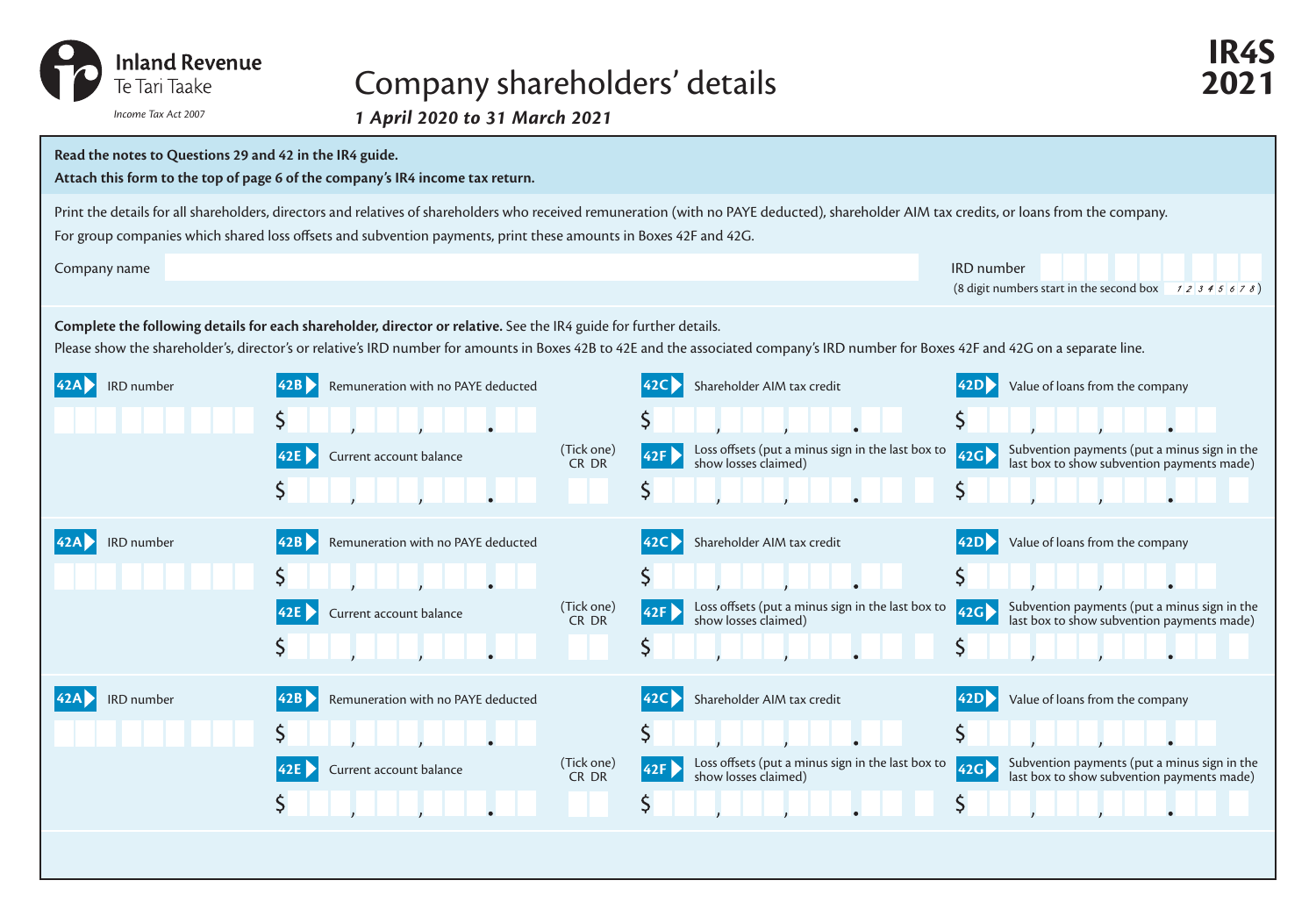Inland Revenue
Te Tari Taake

*Income Tax Act 2007*

# Company shareholders' details

***1 April 2020 to 31 March 2021***

**IR4S**
**2021**

**Read the notes to Questions 29 and 42 in the IR4 guide.**

**Attach this form to the top of page 6 of the company's IR4 income tax return.**

Print the details for all shareholders, directors and relatives of shareholders who received remuneration (with no PAYE deducted), shareholder AIM tax credits, or loans from the company.

For group companies which shared loss offsets and subvention payments, print these amounts in Boxes 42F and 42G.

Company name

IRD number
(8 digit numbers start in the second box 1 2 3 4 5 6 7 8)

**Complete the following details for each shareholder, director or relative.** See the IR4 guide for further details.

Please show the shareholder's, director's or relative's IRD number for amounts in Boxes 42B to 42E and the associated company's IRD number for Boxes 42F and 42G on a separate line.

| 42A IRD number | 42B Remuneration with no PAYE deducted | 42C Shareholder AIM tax credit | 42D Value of loans from the company |
|---|---|---|---|
| | $ , , . | $ , , . | $ , , . |
| | **42E** Current account balance (Tick one) CR DR | **42F** Loss offsets (put a minus sign in the last box to show losses claimed) | **42G** Subvention payments (put a minus sign in the last box to show subvention payments made) |
| | $ , , . | $ , , . | $ , , . |

| 42A IRD number | 42B Remuneration with no PAYE deducted | 42C Shareholder AIM tax credit | 42D Value of loans from the company |
|---|---|---|---|
| | $ , , . | $ , , . | $ , , . |
| | **42E** Current account balance (Tick one) CR DR | **42F** Loss offsets (put a minus sign in the last box to show losses claimed) | **42G** Subvention payments (put a minus sign in the last box to show subvention payments made) |
| | $ , , . | $ , , . | $ , , . |

| 42A IRD number | 42B Remuneration with no PAYE deducted | 42C Shareholder AIM tax credit | 42D Value of loans from the company |
|---|---|---|---|
| | $ , , . | $ , , . | $ , , . |
| | **42E** Current account balance (Tick one) CR DR | **42F** Loss offsets (put a minus sign in the last box to show losses claimed) | **42G** Subvention payments (put a minus sign in the last box to show subvention payments made) |
| | $ , , . | $ , , . | $ , , . |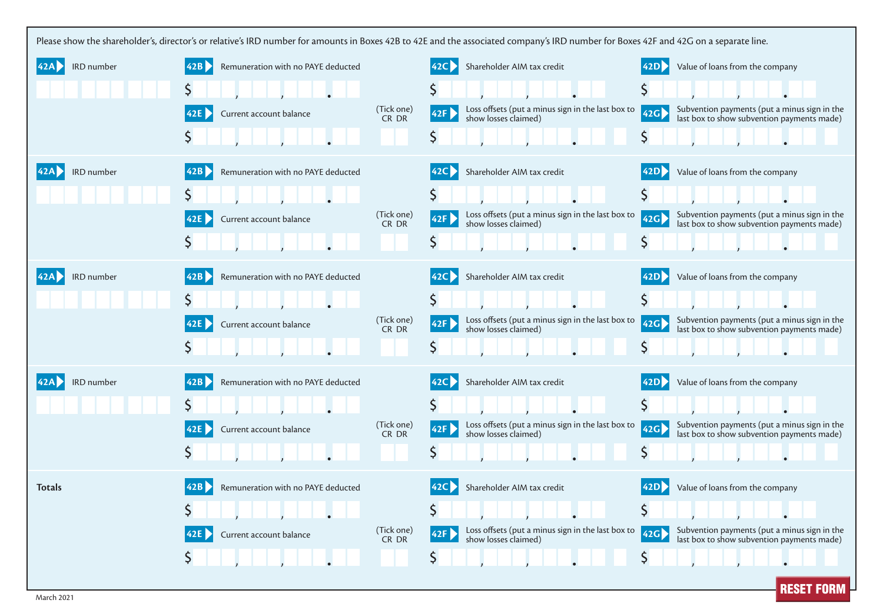Please show the shareholder's, director's or relative's IRD number for amounts in Boxes 42B to 42E and the associated company's IRD number for Boxes 42F and 42G on a separate line.

**42A** IRD number

**42B** Remuneration with no PAYE deducted $ , , .

**42C** Shareholder AIM tax credit $ , , .

**42D** Value of loans from the company $ , , .

**42E** Current account balance $ , , . (Tick one) CR DR

**42F** Loss offsets (put a minus sign in the last box to show losses claimed) $ , , .

**42G** Subvention payments (put a minus sign in the last box to show subvention payments made) $ , , .

**42A** IRD number

**42B** Remuneration with no PAYE deducted $ , , .

**42C** Shareholder AIM tax credit $ , , .

**42D** Value of loans from the company $ , , .

**42E** Current account balance $ , , . (Tick one) CR DR

**42F** Loss offsets (put a minus sign in the last box to show losses claimed) $ , , .

**42G** Subvention payments (put a minus sign in the last box to show subvention payments made) $ , , .

**42A** IRD number

**42B** Remuneration with no PAYE deducted $ , , .

**42C** Shareholder AIM tax credit $ , , .

**42D** Value of loans from the company $ , , .

**42E** Current account balance $ , , . (Tick one) CR DR

**42F** Loss offsets (put a minus sign in the last box to show losses claimed) $ , , .

**42G** Subvention payments (put a minus sign in the last box to show subvention payments made) $ , , .

**42A** IRD number

**42B** Remuneration with no PAYE deducted $ , , .

**42C** Shareholder AIM tax credit $ , , .

**42D** Value of loans from the company $ , , .

**42E** Current account balance $ , , . (Tick one) CR DR

**42F** Loss offsets (put a minus sign in the last box to show losses claimed) $ , , .

**42G** Subvention payments (put a minus sign in the last box to show subvention payments made) $ , , .

**Totals**

**42B** Remuneration with no PAYE deducted $ , , .

**42C** Shareholder AIM tax credit $ , , .

**42D** Value of loans from the company $ , , .

**42E** Current account balance $ , , . (Tick one) CR DR

**42F** Loss offsets (put a minus sign in the last box to show losses claimed) $ , , .

**42G** Subvention payments (put a minus sign in the last box to show subvention payments made) $ , , .

RESET FORM

March 2021